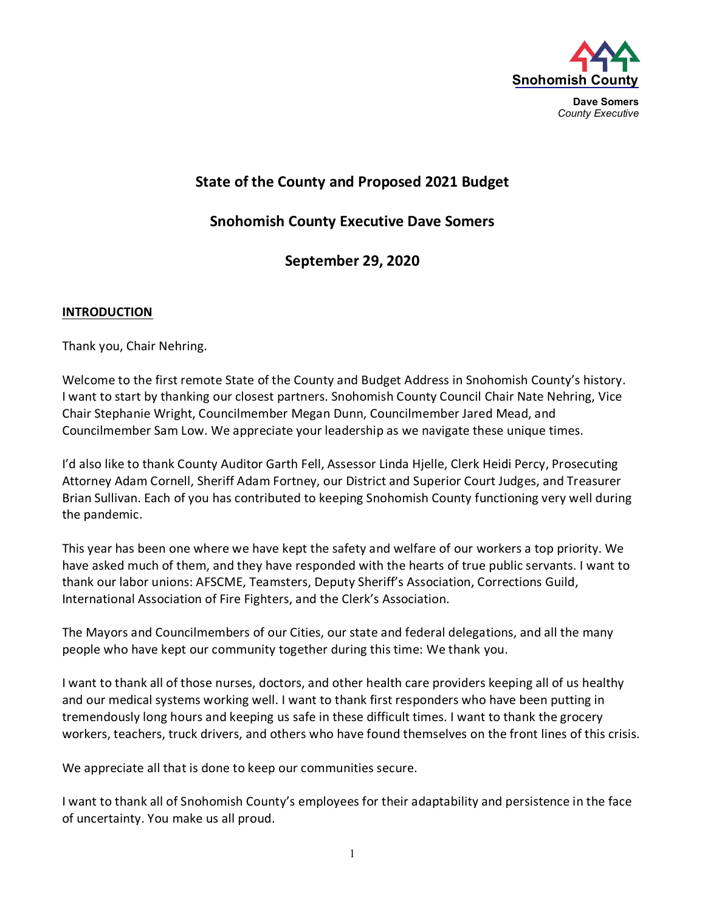Snohomish County

**Dave Somers**
*County Executive*

# State of the County and Proposed 2021 Budget

## Snohomish County Executive Dave Somers

## September 29, 2020

**INTRODUCTION**

Thank you, Chair Nehring.

Welcome to the first remote State of the County and Budget Address in Snohomish County's history. I want to start by thanking our closest partners. Snohomish County Council Chair Nate Nehring, Vice Chair Stephanie Wright, Councilmember Megan Dunn, Councilmember Jared Mead, and Councilmember Sam Low. We appreciate your leadership as we navigate these unique times.

I'd also like to thank County Auditor Garth Fell, Assessor Linda Hjelle, Clerk Heidi Percy, Prosecuting Attorney Adam Cornell, Sheriff Adam Fortney, our District and Superior Court Judges, and Treasurer Brian Sullivan. Each of you has contributed to keeping Snohomish County functioning very well during the pandemic.

This year has been one where we have kept the safety and welfare of our workers a top priority. We have asked much of them, and they have responded with the hearts of true public servants. I want to thank our labor unions: AFSCME, Teamsters, Deputy Sheriff's Association, Corrections Guild, International Association of Fire Fighters, and the Clerk's Association.

The Mayors and Councilmembers of our Cities, our state and federal delegations, and all the many people who have kept our community together during this time: We thank you.

I want to thank all of those nurses, doctors, and other health care providers keeping all of us healthy and our medical systems working well. I want to thank first responders who have been putting in tremendously long hours and keeping us safe in these difficult times. I want to thank the grocery workers, teachers, truck drivers, and others who have found themselves on the front lines of this crisis.

We appreciate all that is done to keep our communities secure.

I want to thank all of Snohomish County's employees for their adaptability and persistence in the face of uncertainty. You make us all proud.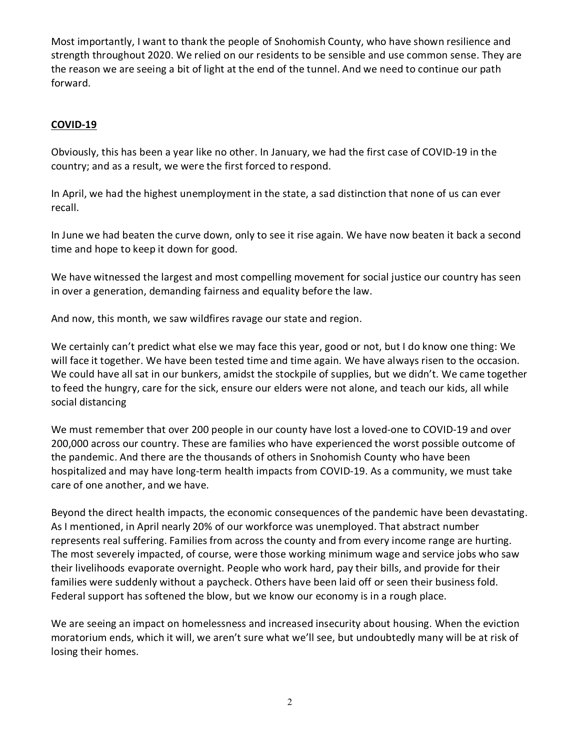Most importantly, I want to thank the people of Snohomish County, who have shown resilience and strength throughout 2020. We relied on our residents to be sensible and use common sense. They are the reason we are seeing a bit of light at the end of the tunnel. And we need to continue our path forward.

## COVID-19

Obviously, this has been a year like no other. In January, we had the first case of COVID-19 in the country; and as a result, we were the first forced to respond.

In April, we had the highest unemployment in the state, a sad distinction that none of us can ever recall.

In June we had beaten the curve down, only to see it rise again. We have now beaten it back a second time and hope to keep it down for good.

We have witnessed the largest and most compelling movement for social justice our country has seen in over a generation, demanding fairness and equality before the law.

And now, this month, we saw wildfires ravage our state and region.

We certainly can't predict what else we may face this year, good or not, but I do know one thing: We will face it together. We have been tested time and time again. We have always risen to the occasion. We could have all sat in our bunkers, amidst the stockpile of supplies, but we didn't. We came together to feed the hungry, care for the sick, ensure our elders were not alone, and teach our kids, all while social distancing

We must remember that over 200 people in our county have lost a loved-one to COVID-19 and over 200,000 across our country. These are families who have experienced the worst possible outcome of the pandemic. And there are the thousands of others in Snohomish County who have been hospitalized and may have long-term health impacts from COVID-19. As a community, we must take care of one another, and we have.

Beyond the direct health impacts, the economic consequences of the pandemic have been devastating. As I mentioned, in April nearly 20% of our workforce was unemployed. That abstract number represents real suffering. Families from across the county and from every income range are hurting. The most severely impacted, of course, were those working minimum wage and service jobs who saw their livelihoods evaporate overnight. People who work hard, pay their bills, and provide for their families were suddenly without a paycheck. Others have been laid off or seen their business fold. Federal support has softened the blow, but we know our economy is in a rough place.

We are seeing an impact on homelessness and increased insecurity about housing. When the eviction moratorium ends, which it will, we aren't sure what we'll see, but undoubtedly many will be at risk of losing their homes.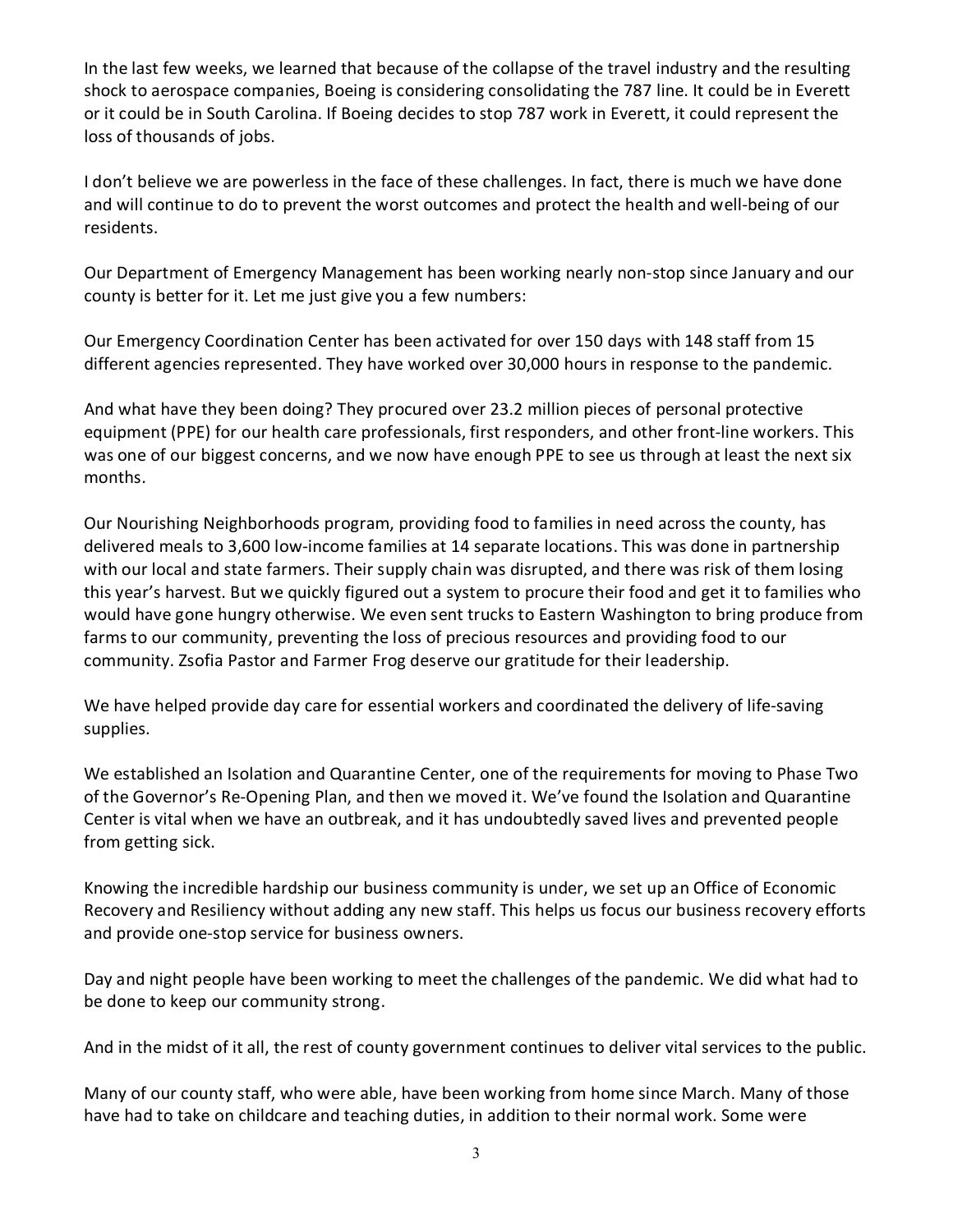In the last few weeks, we learned that because of the collapse of the travel industry and the resulting shock to aerospace companies, Boeing is considering consolidating the 787 line. It could be in Everett or it could be in South Carolina. If Boeing decides to stop 787 work in Everett, it could represent the loss of thousands of jobs.

I don't believe we are powerless in the face of these challenges. In fact, there is much we have done and will continue to do to prevent the worst outcomes and protect the health and well-being of our residents.

Our Department of Emergency Management has been working nearly non-stop since January and our county is better for it. Let me just give you a few numbers:

Our Emergency Coordination Center has been activated for over 150 days with 148 staff from 15 different agencies represented. They have worked over 30,000 hours in response to the pandemic.

And what have they been doing? They procured over 23.2 million pieces of personal protective equipment (PPE) for our health care professionals, first responders, and other front-line workers. This was one of our biggest concerns, and we now have enough PPE to see us through at least the next six months.

Our Nourishing Neighborhoods program, providing food to families in need across the county, has delivered meals to 3,600 low-income families at 14 separate locations. This was done in partnership with our local and state farmers. Their supply chain was disrupted, and there was risk of them losing this year's harvest. But we quickly figured out a system to procure their food and get it to families who would have gone hungry otherwise. We even sent trucks to Eastern Washington to bring produce from farms to our community, preventing the loss of precious resources and providing food to our community. Zsofia Pastor and Farmer Frog deserve our gratitude for their leadership.

We have helped provide day care for essential workers and coordinated the delivery of life-saving supplies.

We established an Isolation and Quarantine Center, one of the requirements for moving to Phase Two of the Governor's Re-Opening Plan, and then we moved it. We've found the Isolation and Quarantine Center is vital when we have an outbreak, and it has undoubtedly saved lives and prevented people from getting sick.

Knowing the incredible hardship our business community is under, we set up an Office of Economic Recovery and Resiliency without adding any new staff. This helps us focus our business recovery efforts and provide one-stop service for business owners.

Day and night people have been working to meet the challenges of the pandemic. We did what had to be done to keep our community strong.

And in the midst of it all, the rest of county government continues to deliver vital services to the public.

Many of our county staff, who were able, have been working from home since March. Many of those have had to take on childcare and teaching duties, in addition to their normal work. Some were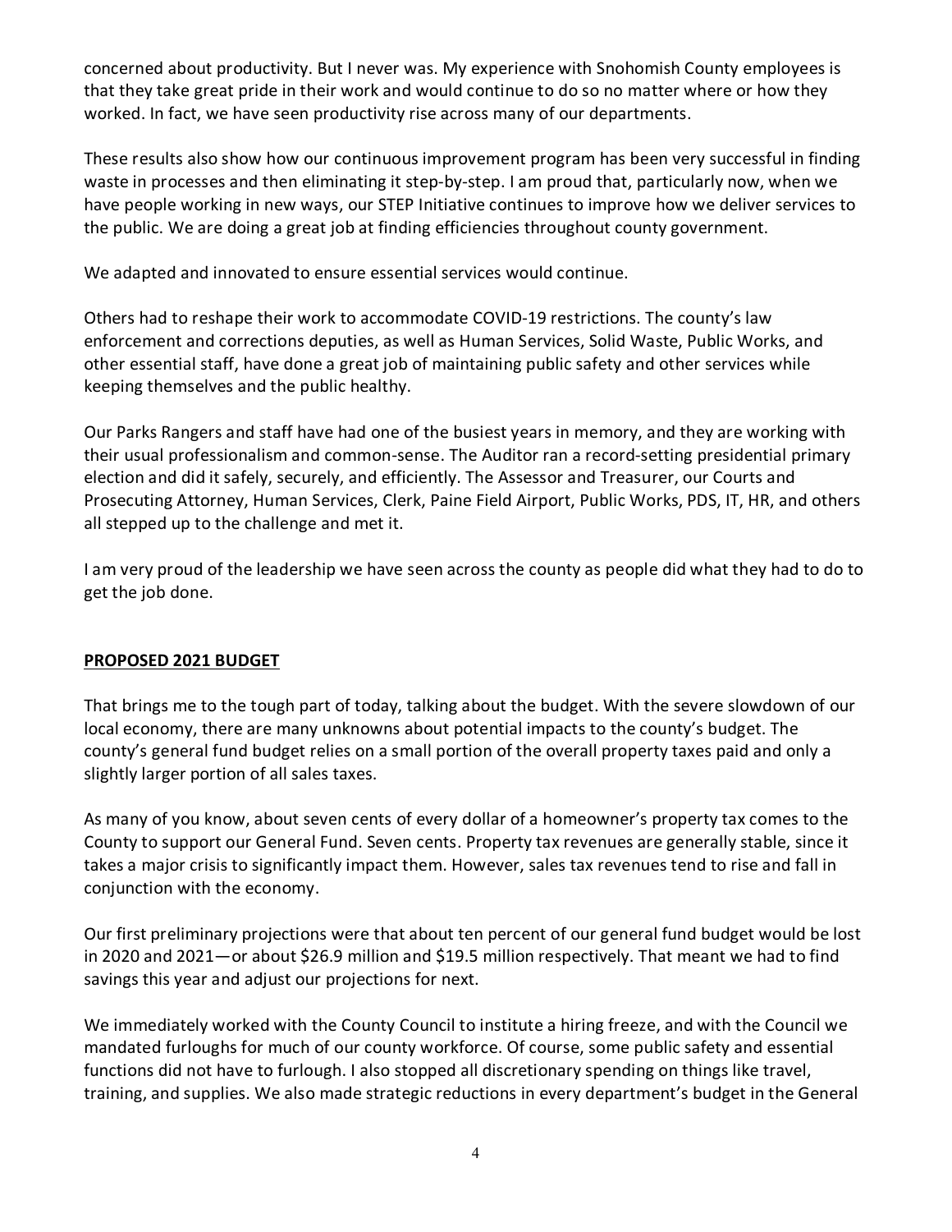concerned about productivity. But I never was. My experience with Snohomish County employees is that they take great pride in their work and would continue to do so no matter where or how they worked. In fact, we have seen productivity rise across many of our departments.

These results also show how our continuous improvement program has been very successful in finding waste in processes and then eliminating it step-by-step. I am proud that, particularly now, when we have people working in new ways, our STEP Initiative continues to improve how we deliver services to the public. We are doing a great job at finding efficiencies throughout county government.

We adapted and innovated to ensure essential services would continue.

Others had to reshape their work to accommodate COVID-19 restrictions. The county's law enforcement and corrections deputies, as well as Human Services, Solid Waste, Public Works, and other essential staff, have done a great job of maintaining public safety and other services while keeping themselves and the public healthy.

Our Parks Rangers and staff have had one of the busiest years in memory, and they are working with their usual professionalism and common-sense. The Auditor ran a record-setting presidential primary election and did it safely, securely, and efficiently. The Assessor and Treasurer, our Courts and Prosecuting Attorney, Human Services, Clerk, Paine Field Airport, Public Works, PDS, IT, HR, and others all stepped up to the challenge and met it.

I am very proud of the leadership we have seen across the county as people did what they had to do to get the job done.

## PROPOSED 2021 BUDGET

That brings me to the tough part of today, talking about the budget. With the severe slowdown of our local economy, there are many unknowns about potential impacts to the county's budget. The county's general fund budget relies on a small portion of the overall property taxes paid and only a slightly larger portion of all sales taxes.

As many of you know, about seven cents of every dollar of a homeowner's property tax comes to the County to support our General Fund. Seven cents. Property tax revenues are generally stable, since it takes a major crisis to significantly impact them. However, sales tax revenues tend to rise and fall in conjunction with the economy.

Our first preliminary projections were that about ten percent of our general fund budget would be lost in 2020 and 2021—or about $26.9 million and $19.5 million respectively. That meant we had to find savings this year and adjust our projections for next.

We immediately worked with the County Council to institute a hiring freeze, and with the Council we mandated furloughs for much of our county workforce. Of course, some public safety and essential functions did not have to furlough. I also stopped all discretionary spending on things like travel, training, and supplies. We also made strategic reductions in every department's budget in the General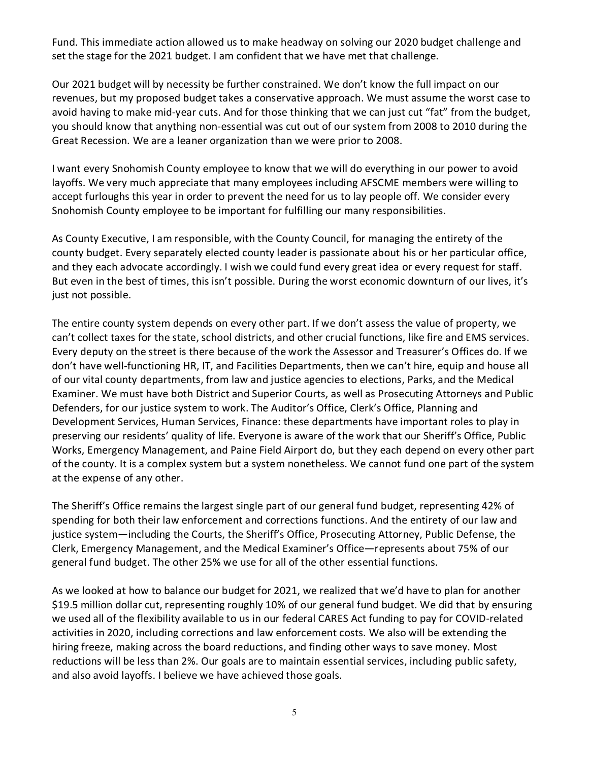Fund. This immediate action allowed us to make headway on solving our 2020 budget challenge and set the stage for the 2021 budget. I am confident that we have met that challenge.

Our 2021 budget will by necessity be further constrained. We don't know the full impact on our revenues, but my proposed budget takes a conservative approach. We must assume the worst case to avoid having to make mid-year cuts. And for those thinking that we can just cut "fat" from the budget, you should know that anything non-essential was cut out of our system from 2008 to 2010 during the Great Recession. We are a leaner organization than we were prior to 2008.

I want every Snohomish County employee to know that we will do everything in our power to avoid layoffs. We very much appreciate that many employees including AFSCME members were willing to accept furloughs this year in order to prevent the need for us to lay people off. We consider every Snohomish County employee to be important for fulfilling our many responsibilities.

As County Executive, I am responsible, with the County Council, for managing the entirety of the county budget. Every separately elected county leader is passionate about his or her particular office, and they each advocate accordingly. I wish we could fund every great idea or every request for staff. But even in the best of times, this isn't possible. During the worst economic downturn of our lives, it's just not possible.

The entire county system depends on every other part. If we don't assess the value of property, we can't collect taxes for the state, school districts, and other crucial functions, like fire and EMS services. Every deputy on the street is there because of the work the Assessor and Treasurer's Offices do. If we don't have well-functioning HR, IT, and Facilities Departments, then we can't hire, equip and house all of our vital county departments, from law and justice agencies to elections, Parks, and the Medical Examiner. We must have both District and Superior Courts, as well as Prosecuting Attorneys and Public Defenders, for our justice system to work. The Auditor's Office, Clerk's Office, Planning and Development Services, Human Services, Finance: these departments have important roles to play in preserving our residents' quality of life. Everyone is aware of the work that our Sheriff's Office, Public Works, Emergency Management, and Paine Field Airport do, but they each depend on every other part of the county. It is a complex system but a system nonetheless. We cannot fund one part of the system at the expense of any other.

The Sheriff's Office remains the largest single part of our general fund budget, representing 42% of spending for both their law enforcement and corrections functions. And the entirety of our law and justice system—including the Courts, the Sheriff's Office, Prosecuting Attorney, Public Defense, the Clerk, Emergency Management, and the Medical Examiner's Office—represents about 75% of our general fund budget. The other 25% we use for all of the other essential functions.

As we looked at how to balance our budget for 2021, we realized that we'd have to plan for another $19.5 million dollar cut, representing roughly 10% of our general fund budget. We did that by ensuring we used all of the flexibility available to us in our federal CARES Act funding to pay for COVID-related activities in 2020, including corrections and law enforcement costs. We also will be extending the hiring freeze, making across the board reductions, and finding other ways to save money. Most reductions will be less than 2%. Our goals are to maintain essential services, including public safety, and also avoid layoffs. I believe we have achieved those goals.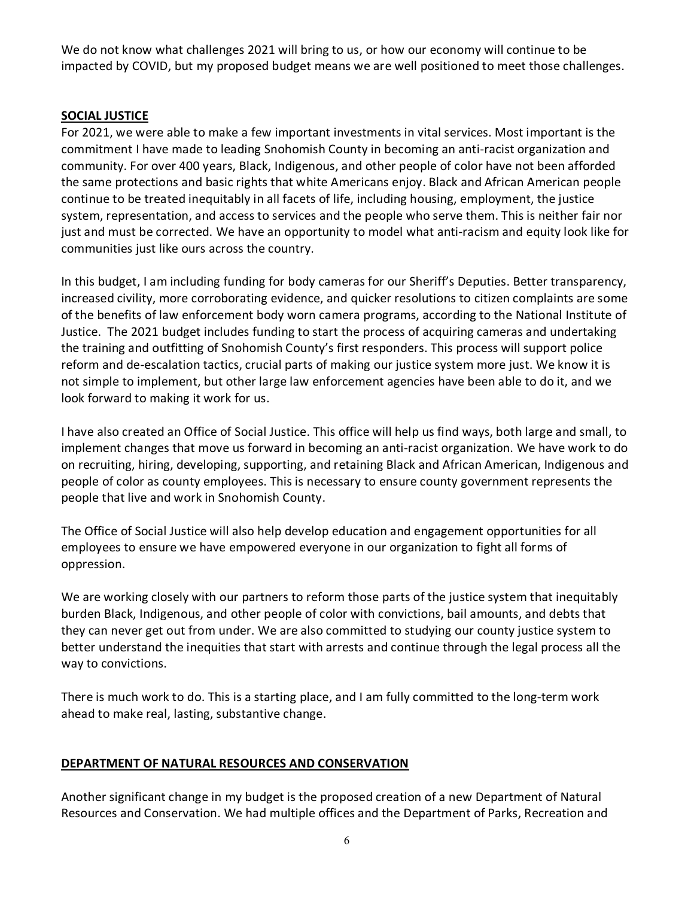We do not know what challenges 2021 will bring to us, or how our economy will continue to be impacted by COVID, but my proposed budget means we are well positioned to meet those challenges.

## SOCIAL JUSTICE

For 2021, we were able to make a few important investments in vital services. Most important is the commitment I have made to leading Snohomish County in becoming an anti-racist organization and community. For over 400 years, Black, Indigenous, and other people of color have not been afforded the same protections and basic rights that white Americans enjoy. Black and African American people continue to be treated inequitably in all facets of life, including housing, employment, the justice system, representation, and access to services and the people who serve them. This is neither fair nor just and must be corrected. We have an opportunity to model what anti-racism and equity look like for communities just like ours across the country.

In this budget, I am including funding for body cameras for our Sheriff's Deputies. Better transparency, increased civility, more corroborating evidence, and quicker resolutions to citizen complaints are some of the benefits of law enforcement body worn camera programs, according to the National Institute of Justice. The 2021 budget includes funding to start the process of acquiring cameras and undertaking the training and outfitting of Snohomish County's first responders. This process will support police reform and de-escalation tactics, crucial parts of making our justice system more just. We know it is not simple to implement, but other large law enforcement agencies have been able to do it, and we look forward to making it work for us.

I have also created an Office of Social Justice. This office will help us find ways, both large and small, to implement changes that move us forward in becoming an anti-racist organization. We have work to do on recruiting, hiring, developing, supporting, and retaining Black and African American, Indigenous and people of color as county employees. This is necessary to ensure county government represents the people that live and work in Snohomish County.

The Office of Social Justice will also help develop education and engagement opportunities for all employees to ensure we have empowered everyone in our organization to fight all forms of oppression.

We are working closely with our partners to reform those parts of the justice system that inequitably burden Black, Indigenous, and other people of color with convictions, bail amounts, and debts that they can never get out from under. We are also committed to studying our county justice system to better understand the inequities that start with arrests and continue through the legal process all the way to convictions.

There is much work to do. This is a starting place, and I am fully committed to the long-term work ahead to make real, lasting, substantive change.

## DEPARTMENT OF NATURAL RESOURCES AND CONSERVATION

Another significant change in my budget is the proposed creation of a new Department of Natural Resources and Conservation. We had multiple offices and the Department of Parks, Recreation and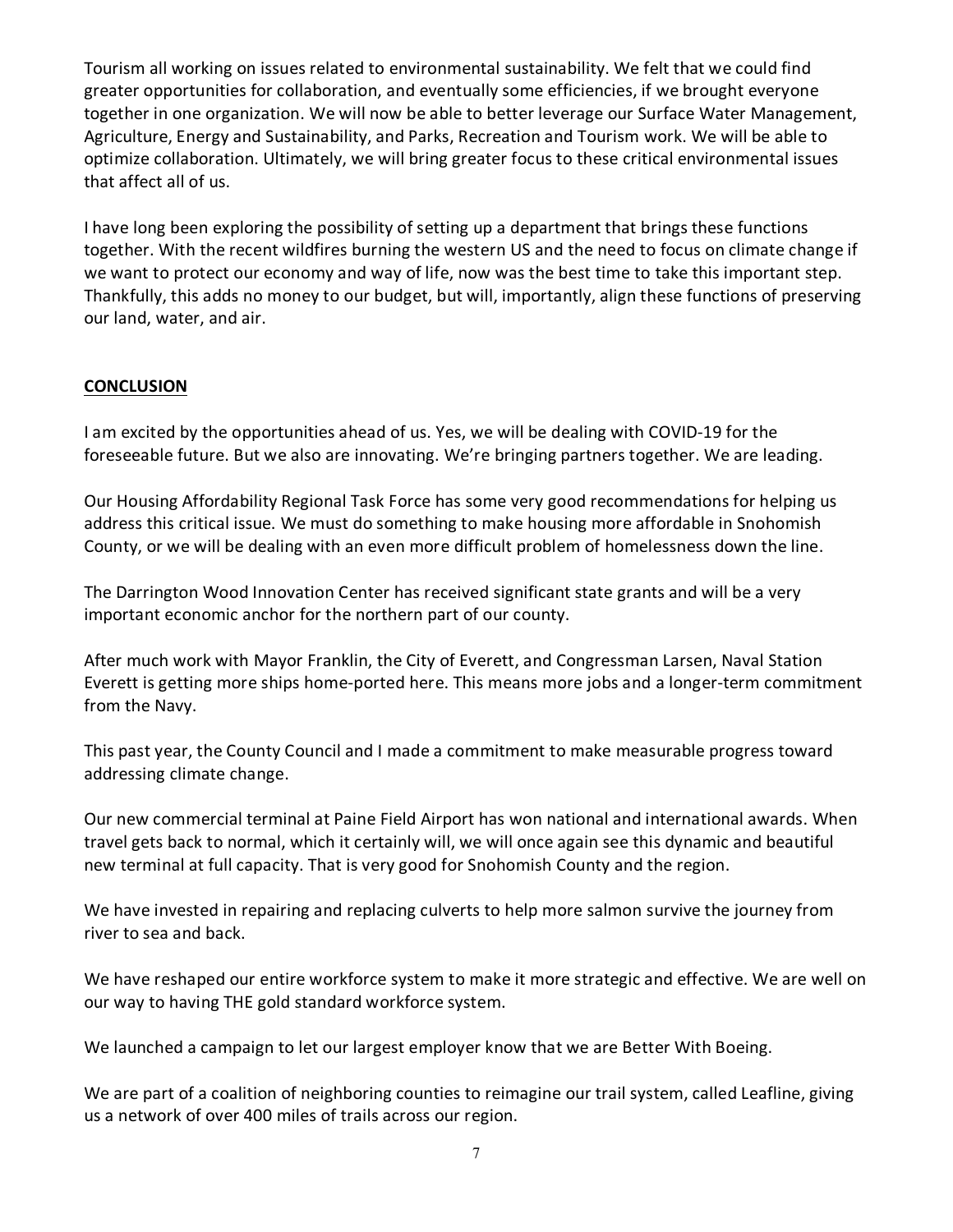Tourism all working on issues related to environmental sustainability. We felt that we could find greater opportunities for collaboration, and eventually some efficiencies, if we brought everyone together in one organization. We will now be able to better leverage our Surface Water Management, Agriculture, Energy and Sustainability, and Parks, Recreation and Tourism work. We will be able to optimize collaboration. Ultimately, we will bring greater focus to these critical environmental issues that affect all of us.

I have long been exploring the possibility of setting up a department that brings these functions together. With the recent wildfires burning the western US and the need to focus on climate change if we want to protect our economy and way of life, now was the best time to take this important step. Thankfully, this adds no money to our budget, but will, importantly, align these functions of preserving our land, water, and air.

## CONCLUSION

I am excited by the opportunities ahead of us. Yes, we will be dealing with COVID-19 for the foreseeable future. But we also are innovating. We're bringing partners together. We are leading.

Our Housing Affordability Regional Task Force has some very good recommendations for helping us address this critical issue. We must do something to make housing more affordable in Snohomish County, or we will be dealing with an even more difficult problem of homelessness down the line.

The Darrington Wood Innovation Center has received significant state grants and will be a very important economic anchor for the northern part of our county.

After much work with Mayor Franklin, the City of Everett, and Congressman Larsen, Naval Station Everett is getting more ships home-ported here. This means more jobs and a longer-term commitment from the Navy.

This past year, the County Council and I made a commitment to make measurable progress toward addressing climate change.

Our new commercial terminal at Paine Field Airport has won national and international awards. When travel gets back to normal, which it certainly will, we will once again see this dynamic and beautiful new terminal at full capacity. That is very good for Snohomish County and the region.

We have invested in repairing and replacing culverts to help more salmon survive the journey from river to sea and back.

We have reshaped our entire workforce system to make it more strategic and effective. We are well on our way to having THE gold standard workforce system.

We launched a campaign to let our largest employer know that we are Better With Boeing.

We are part of a coalition of neighboring counties to reimagine our trail system, called Leafline, giving us a network of over 400 miles of trails across our region.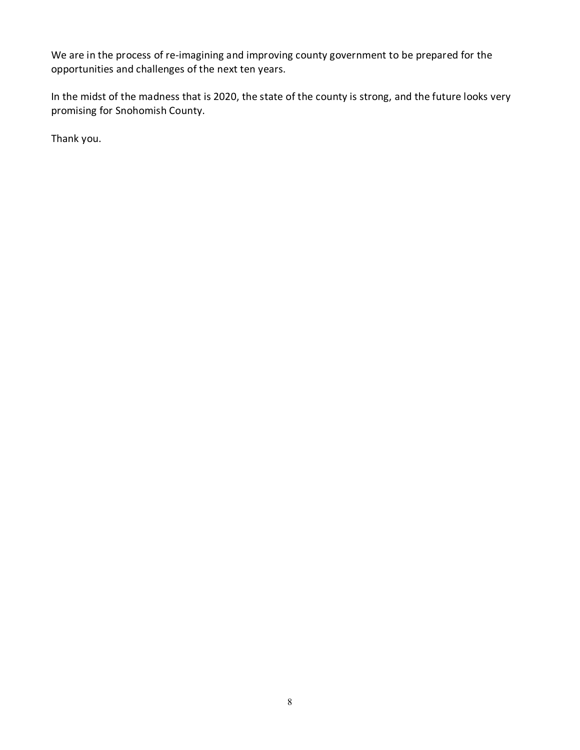We are in the process of re-imagining and improving county government to be prepared for the opportunities and challenges of the next ten years.

In the midst of the madness that is 2020, the state of the county is strong, and the future looks very promising for Snohomish County.

Thank you.